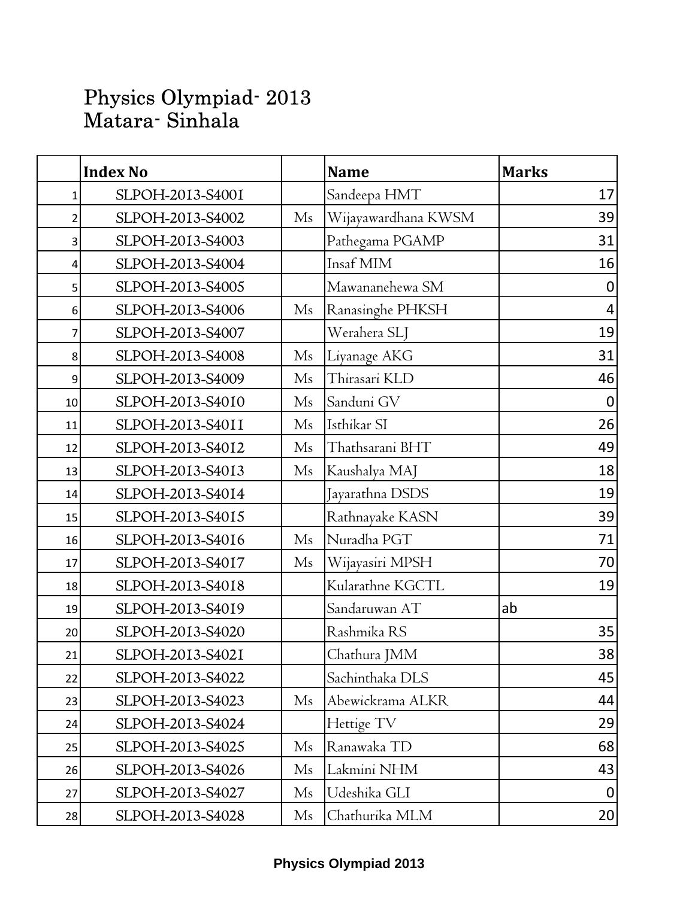# Physics Olympiad- 2013
## Matara- Sinhala

| | Index No | | Name | Marks |
|---|---|---|---|---|
| 1 | SLPOH-2013-S4001 | | Sandeepa HMT | 17 |
| 2 | SLPOH-2013-S4002 | Ms | Wijayawardhana KWSM | 39 |
| 3 | SLPOH-2013-S4003 | | Pathegama PGAMP | 31 |
| 4 | SLPOH-2013-S4004 | | Insaf MIM | 16 |
| 5 | SLPOH-2013-S4005 | | Mawananehewa SM | 0 |
| 6 | SLPOH-2013-S4006 | Ms | Ranasinghe PHKSH | 4 |
| 7 | SLPOH-2013-S4007 | | Werahera SLJ | 19 |
| 8 | SLPOH-2013-S4008 | Ms | Liyanage AKG | 31 |
| 9 | SLPOH-2013-S4009 | Ms | Thirasari KLD | 46 |
| 10 | SLPOH-2013-S4010 | Ms | Sanduni GV | 0 |
| 11 | SLPOH-2013-S4011 | Ms | Isthikar SI | 26 |
| 12 | SLPOH-2013-S4012 | Ms | Thathsarani BHT | 49 |
| 13 | SLPOH-2013-S4013 | Ms | Kaushalya MAJ | 18 |
| 14 | SLPOH-2013-S4014 | | Jayarathna DSDS | 19 |
| 15 | SLPOH-2013-S4015 | | Rathnayake KASN | 39 |
| 16 | SLPOH-2013-S4016 | Ms | Nuradha PGT | 71 |
| 17 | SLPOH-2013-S4017 | Ms | Wijayasiri MPSH | 70 |
| 18 | SLPOH-2013-S4018 | | Kularathne KGCTL | 19 |
| 19 | SLPOH-2013-S4019 | | Sandaruwan AT | ab |
| 20 | SLPOH-2013-S4020 | | Rashmika RS | 35 |
| 21 | SLPOH-2013-S4021 | | Chathura JMM | 38 |
| 22 | SLPOH-2013-S4022 | | Sachinthaka DLS | 45 |
| 23 | SLPOH-2013-S4023 | Ms | Abewickrama ALKR | 44 |
| 24 | SLPOH-2013-S4024 | | Hettige TV | 29 |
| 25 | SLPOH-2013-S4025 | Ms | Ranawaka TD | 68 |
| 26 | SLPOH-2013-S4026 | Ms | Lakmini NHM | 43 |
| 27 | SLPOH-2013-S4027 | Ms | Udeshika GLI | 0 |
| 28 | SLPOH-2013-S4028 | Ms | Chathurika MLM | 20 |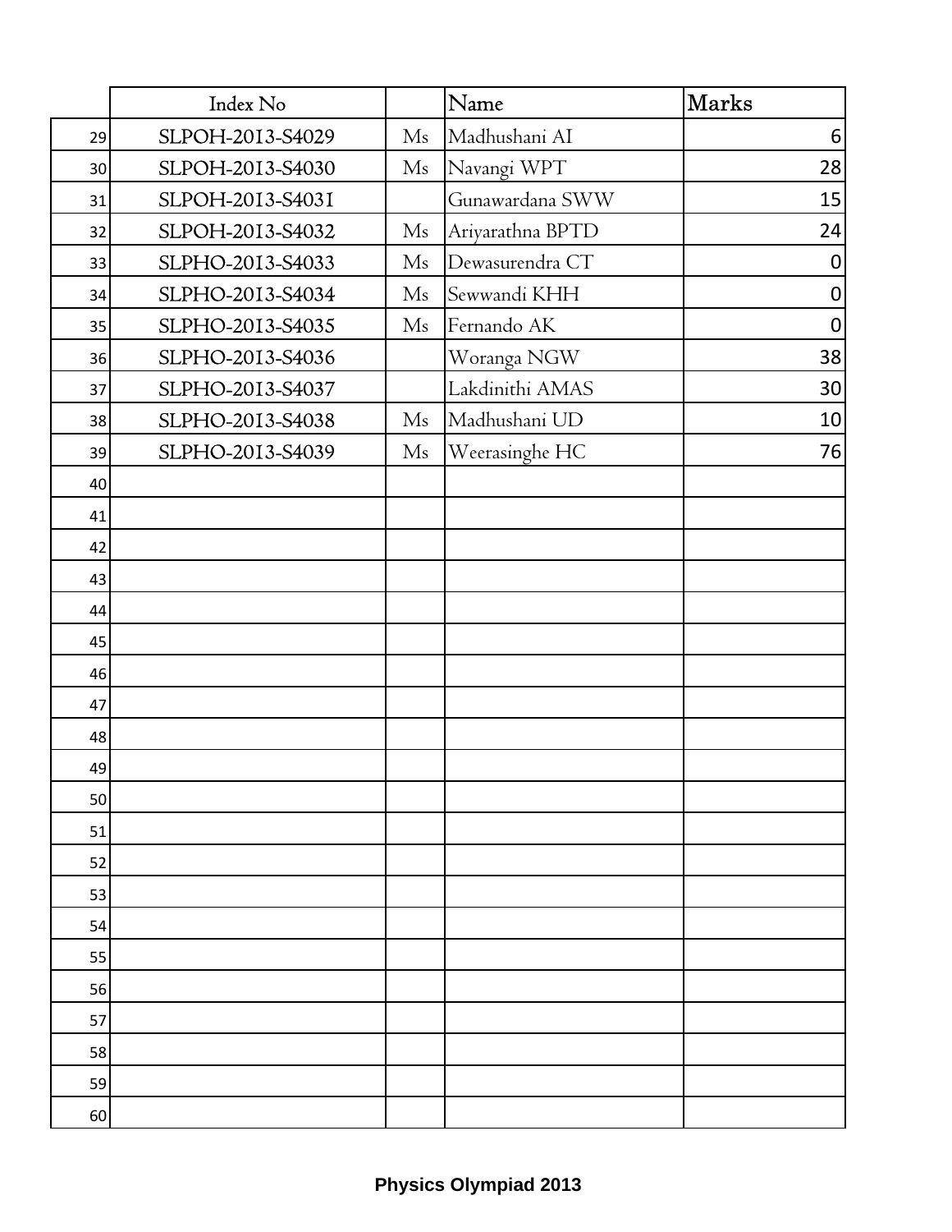| | Index No | | Name | Marks |
|---|---|---|---|---|
| 29 | SLPOH-2013-S4029 | Ms | Madhushani AI | 6 |
| 30 | SLPOH-2013-S4030 | Ms | Navangi WPT | 28 |
| 31 | SLPOH-2013-S4031 | | Gunawardana SWW | 15 |
| 32 | SLPOH-2013-S4032 | Ms | Ariyarathna BPTD | 24 |
| 33 | SLPHO-2013-S4033 | Ms | Dewasurendra CT | 0 |
| 34 | SLPHO-2013-S4034 | Ms | Sewwandi KHH | 0 |
| 35 | SLPHO-2013-S4035 | Ms | Fernando AK | 0 |
| 36 | SLPHO-2013-S4036 | | Woranga NGW | 38 |
| 37 | SLPHO-2013-S4037 | | Lakdinithi AMAS | 30 |
| 38 | SLPHO-2013-S4038 | Ms | Madhushani UD | 10 |
| 39 | SLPHO-2013-S4039 | Ms | Weerasinghe HC | 76 |
| 40 | | | | |
| 41 | | | | |
| 42 | | | | |
| 43 | | | | |
| 44 | | | | |
| 45 | | | | |
| 46 | | | | |
| 47 | | | | |
| 48 | | | | |
| 49 | | | | |
| 50 | | | | |
| 51 | | | | |
| 52 | | | | |
| 53 | | | | |
| 54 | | | | |
| 55 | | | | |
| 56 | | | | |
| 57 | | | | |
| 58 | | | | |
| 59 | | | | |
| 60 | | | | |

**Physics Olympiad 2013**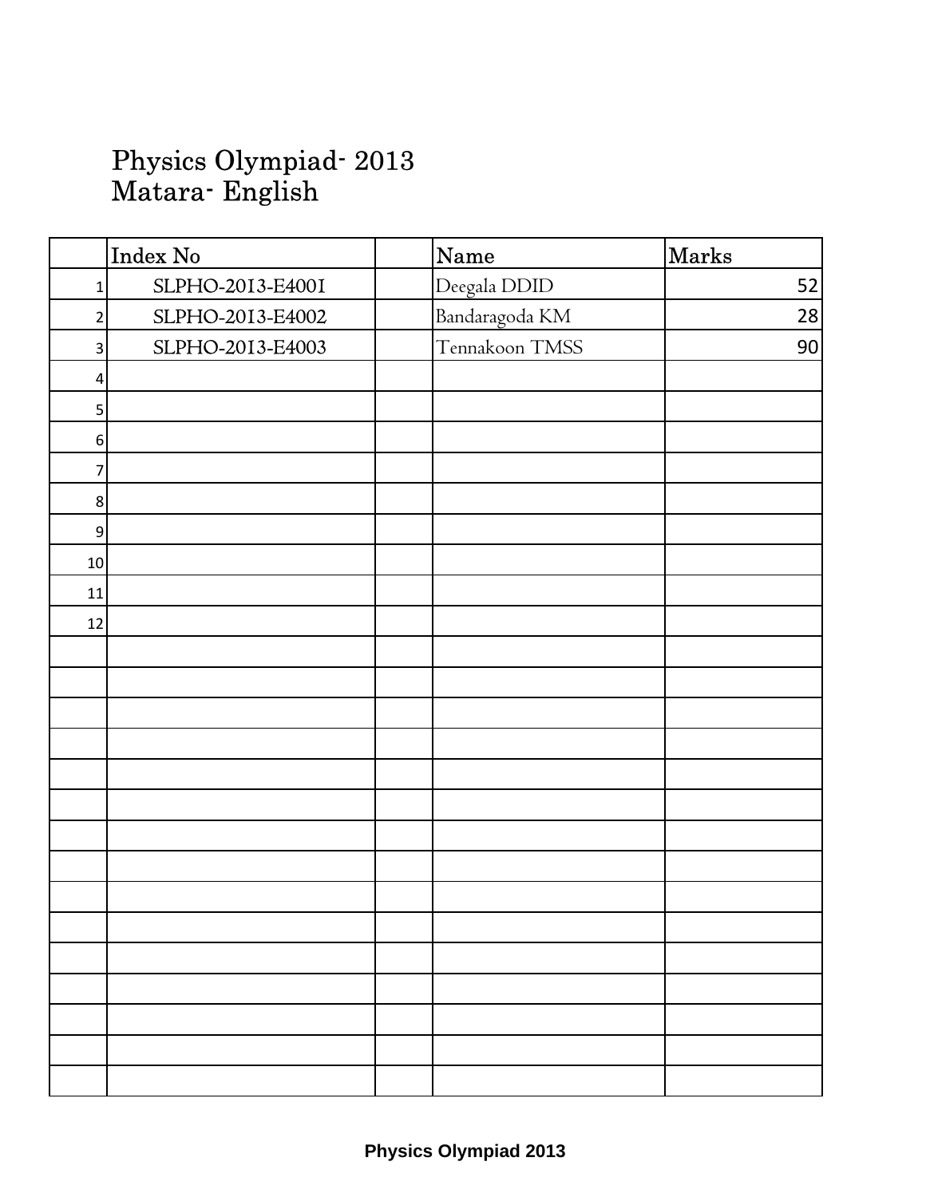# Physics Olympiad- 2013
# Matara- English

| | Index No | | Name | Marks |
|---|---|---|---|---|
| 1 | SLPHO-2013-E4001 | | Deegala DDID | 52 |
| 2 | SLPHO-2013-E4002 | | Bandaragoda KM | 28 |
| 3 | SLPHO-2013-E4003 | | Tennakoon TMSS | 90 |
| 4 | | | | |
| 5 | | | | |
| 6 | | | | |
| 7 | | | | |
| 8 | | | | |
| 9 | | | | |
| 10 | | | | |
| 11 | | | | |
| 12 | | | | |
| | | | | |
| | | | | |
| | | | | |
| | | | | |
| | | | | |
| | | | | |
| | | | | |
| | | | | |
| | | | | |
| | | | | |
| | | | | |
| | | | | |
| | | | | |
| | | | | |
| | | | | |